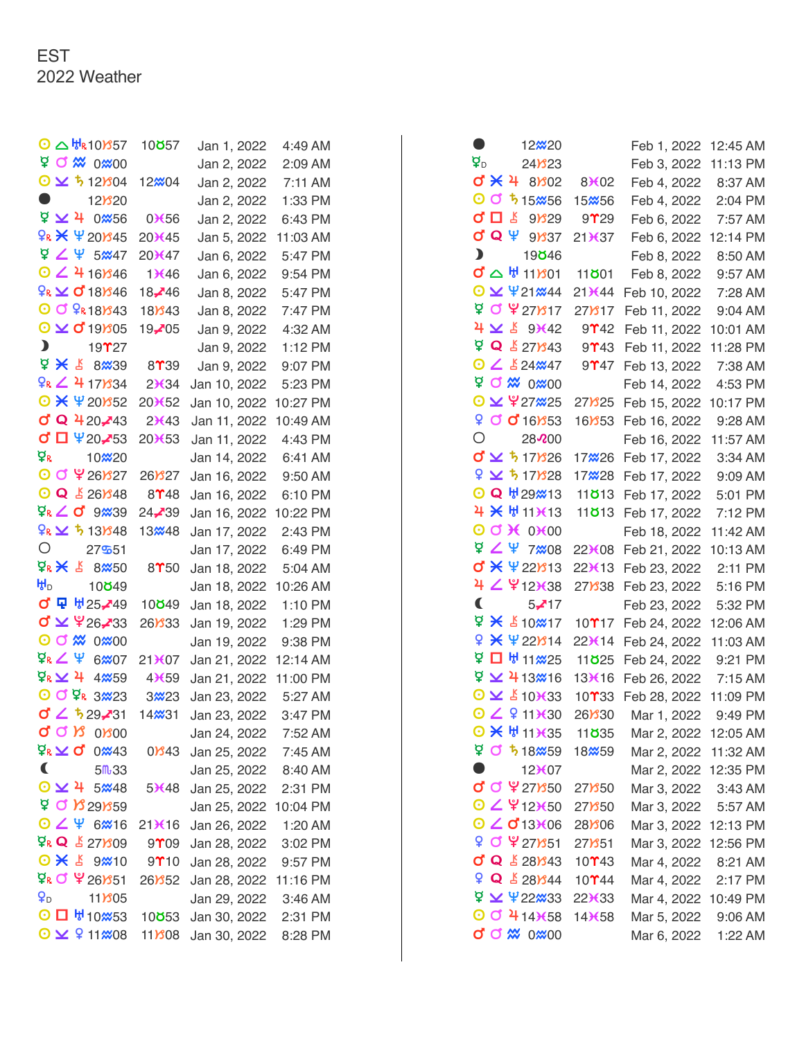EST
2022 Weather

| | | | |
|---|---|---|---|
| ☉ △ ♅R 10♉57 | 10♉57 | Jan 1, 2022 | 4:49 AM |
| ☿ ☌ ♒ 0♒00 | | Jan 2, 2022 | 2:09 AM |
| ☉ ⚺ ♄ 12♑04 | 12♒04 | Jan 2, 2022 | 7:11 AM |
| ● 12♑20 | | Jan 2, 2022 | 1:33 PM |
| ☿ ⚺ ♃ 0♒56 | 0♓56 | Jan 2, 2022 | 6:43 PM |
| ♀R ⚹ ♆ 20♑45 | 20♓45 | Jan 5, 2022 | 11:03 AM |
| ☿ ∠ ♆ 5♒47 | 20♓47 | Jan 6, 2022 | 5:47 PM |
| ☉ ∠ ♃ 16♑46 | 1♓46 | Jan 6, 2022 | 9:54 PM |
| ♀R ⚺ ♂ 18♑46 | 18♐46 | Jan 8, 2022 | 5:47 PM |
| ☉ ☌ ♀R 18♑43 | 18♑43 | Jan 8, 2022 | 7:47 PM |
| ☉ ⚺ ♂ 19♑05 | 19♐05 | Jan 9, 2022 | 4:32 AM |
| ☽ 19♈27 | | Jan 9, 2022 | 1:12 PM |
| ☿ ⚹ ⚷ 8♒39 | 8♈39 | Jan 9, 2022 | 9:07 PM |
| ♀R ∠ ♃ 17♑34 | 2♓34 | Jan 10, 2022 | 5:23 PM |
| ☉ ⚹ ♆ 20♑52 | 20♓52 | Jan 10, 2022 | 10:27 PM |
| ♂ Q ♃ 20♐43 | 2♓43 | Jan 11, 2022 | 10:49 AM |
| ♂ □ ♆ 20♐53 | 20♓53 | Jan 11, 2022 | 4:43 PM |
| ☿R 10♒20 | | Jan 14, 2022 | 6:41 AM |
| ☉ ☌ ♇ 26♑27 | 26♑27 | Jan 16, 2022 | 9:50 AM |
| ☉ Q ⚷ 26♑48 | 8♈48 | Jan 16, 2022 | 6:10 PM |
| ☿R ∠ ♂ 9♒39 | 24♐39 | Jan 16, 2022 | 10:22 PM |
| ♀R ⚺ ♄ 13♑48 | 13♒48 | Jan 17, 2022 | 2:43 PM |
| ○ 27♋51 | | Jan 17, 2022 | 6:49 PM |
| ☿R ⚹ ⚷ 8♒50 | 8♈50 | Jan 18, 2022 | 5:04 AM |
| ♅D 10♉49 | | Jan 18, 2022 | 10:26 AM |
| ♂ ⚻ ♅ 25♐49 | 10♉49 | Jan 18, 2022 | 1:10 PM |
| ♂ ⚺ ♇ 26♐33 | 26♑33 | Jan 19, 2022 | 1:29 PM |
| ☉ ☌ ♒ 0♒00 | | Jan 19, 2022 | 9:38 PM |
| ☿R ∠ ♆ 6♒07 | 21♓07 | Jan 21, 2022 | 12:14 AM |
| ☿R ⚺ ♃ 4♒59 | 4♓59 | Jan 21, 2022 | 11:00 PM |
| ☉ ☌ ☿R 3♒23 | 3♒23 | Jan 23, 2022 | 5:27 AM |
| ♂ ∠ ♄ 29♐31 | 14♒31 | Jan 23, 2022 | 3:47 PM |
| ♂ ☌ ♑ 0♑00 | | Jan 24, 2022 | 7:52 AM |
| ☿R ⚺ ♂ 0♒43 | 0♑43 | Jan 25, 2022 | 7:45 AM |
| ☾ 5♏33 | | Jan 25, 2022 | 8:40 AM |
| ☉ ⚺ ♃ 5♒48 | 5♓48 | Jan 25, 2022 | 2:31 PM |
| ☿ ☌ ♑ 29♑59 | | Jan 25, 2022 | 10:04 PM |
| ☉ ∠ ♆ 6♒16 | 21♓16 | Jan 26, 2022 | 1:20 AM |
| ☿R Q ⚷ 27♑09 | 9♈09 | Jan 28, 2022 | 3:02 PM |
| ☉ ⚹ ⚷ 9♒10 | 9♈10 | Jan 28, 2022 | 9:57 PM |
| ☿R ☌ ♇ 26♑51 | 26♑52 | Jan 28, 2022 | 11:16 PM |
| ♀D 11♑05 | | Jan 29, 2022 | 3:46 AM |
| ☉ □ ♅ 10♒53 | 10♉53 | Jan 30, 2022 | 2:31 PM |
| ☉ ⚺ ♀ 11♒08 | 11♑08 | Jan 30, 2022 | 8:28 PM |
| ● 12♒20 | | Feb 1, 2022 | 12:45 AM |
| ☿D 24♑23 | | Feb 3, 2022 | 11:13 PM |
| ♂ ⚹ ♃ 8♑02 | 8♓02 | Feb 4, 2022 | 8:37 AM |
| ☉ ☌ ♄ 15♒56 | 15♒56 | Feb 4, 2022 | 2:04 PM |
| ♂ □ ⚷ 9♑29 | 9♈29 | Feb 6, 2022 | 7:57 AM |
| ♂ Q ♆ 9♑37 | 21♓37 | Feb 6, 2022 | 12:14 PM |
| ☽ 19♉46 | | Feb 8, 2022 | 8:50 AM |
| ♂ △ ♅ 11♑01 | 11♉01 | Feb 8, 2022 | 9:57 AM |
| ☉ ⚺ ♆ 21♒44 | 21♓44 | Feb 10, 2022 | 7:28 AM |
| ☿ ☌ ♇ 27♑17 | 27♑17 | Feb 11, 2022 | 9:04 AM |
| ♃ ⚺ ⚷ 9♓42 | 9♈42 | Feb 11, 2022 | 10:01 AM |
| ☿ Q ⚷ 27♑43 | 9♈43 | Feb 11, 2022 | 11:28 PM |
| ☉ ∠ ⚷ 24♒47 | 9♈47 | Feb 13, 2022 | 7:38 AM |
| ☿ ☌ ♒ 0♒00 | | Feb 14, 2022 | 4:53 PM |
| ☉ ⚺ ♇ 27♒25 | 27♑25 | Feb 15, 2022 | 10:17 PM |
| ♀ ☌ ♂ 16♑53 | 16♑53 | Feb 16, 2022 | 9:28 AM |
| ○ 28♌00 | | Feb 16, 2022 | 11:57 AM |
| ♂ ⚺ ♄ 17♑26 | 17♒26 | Feb 17, 2022 | 3:34 AM |
| ♀ ⚺ ♄ 17♑28 | 17♒28 | Feb 17, 2022 | 9:09 AM |
| ☉ Q ♅ 29♒13 | 11♉13 | Feb 17, 2022 | 5:01 PM |
| ♃ ⚹ ♅ 11♓13 | 11♉13 | Feb 17, 2022 | 7:12 PM |
| ☉ ☌ ♓ 0♓00 | | Feb 18, 2022 | 11:42 AM |
| ☿ ∠ ♆ 7♒08 | 22♓08 | Feb 21, 2022 | 10:13 AM |
| ♂ ⚹ ♆ 22♑13 | 22♓13 | Feb 23, 2022 | 2:11 PM |
| ♃ ∠ ♇ 12♓38 | 27♑38 | Feb 23, 2022 | 5:16 PM |
| ☾ 5♐17 | | Feb 23, 2022 | 5:32 PM |
| ☿ ⚹ ⚷ 10♒17 | 10♈17 | Feb 24, 2022 | 12:06 AM |
| ♀ ⚹ ♆ 22♑14 | 22♓14 | Feb 24, 2022 | 11:03 AM |
| ☿ □ ♅ 11♒25 | 11♉25 | Feb 24, 2022 | 9:21 PM |
| ☿ ⚺ ♃ 13♒16 | 13♓16 | Feb 26, 2022 | 7:15 AM |
| ☉ ⚺ ⚷ 10♓33 | 10♈33 | Feb 28, 2022 | 11:09 PM |
| ☉ ∠ ♀ 11♓30 | 26♑30 | Mar 1, 2022 | 9:49 PM |
| ☉ ⚹ ♅ 11♓35 | 11♉35 | Mar 2, 2022 | 12:05 AM |
| ☿ ☌ ♄ 18♒59 | 18♒59 | Mar 2, 2022 | 11:32 AM |
| ● 12♓07 | | Mar 2, 2022 | 12:35 PM |
| ♂ ☌ ♇ 27♑50 | 27♑50 | Mar 3, 2022 | 3:43 AM |
| ☉ ∠ ♇ 12♓50 | 27♑50 | Mar 3, 2022 | 5:57 AM |
| ☉ ∠ ♂ 13♓06 | 28♑06 | Mar 3, 2022 | 12:13 PM |
| ♀ ☌ ♇ 27♑51 | 27♑51 | Mar 3, 2022 | 12:56 PM |
| ♂ Q ⚷ 28♑43 | 10♈43 | Mar 4, 2022 | 8:21 AM |
| ♀ Q ⚷ 28♑44 | 10♈44 | Mar 4, 2022 | 2:17 PM |
| ☿ ⚺ ♆ 22♒33 | 22♓33 | Mar 4, 2022 | 10:49 PM |
| ☉ ☌ ♃ 14♓58 | 14♓58 | Mar 5, 2022 | 9:06 AM |
| ♂ ☌ ♒ 0♒00 | | Mar 6, 2022 | 1:22 AM |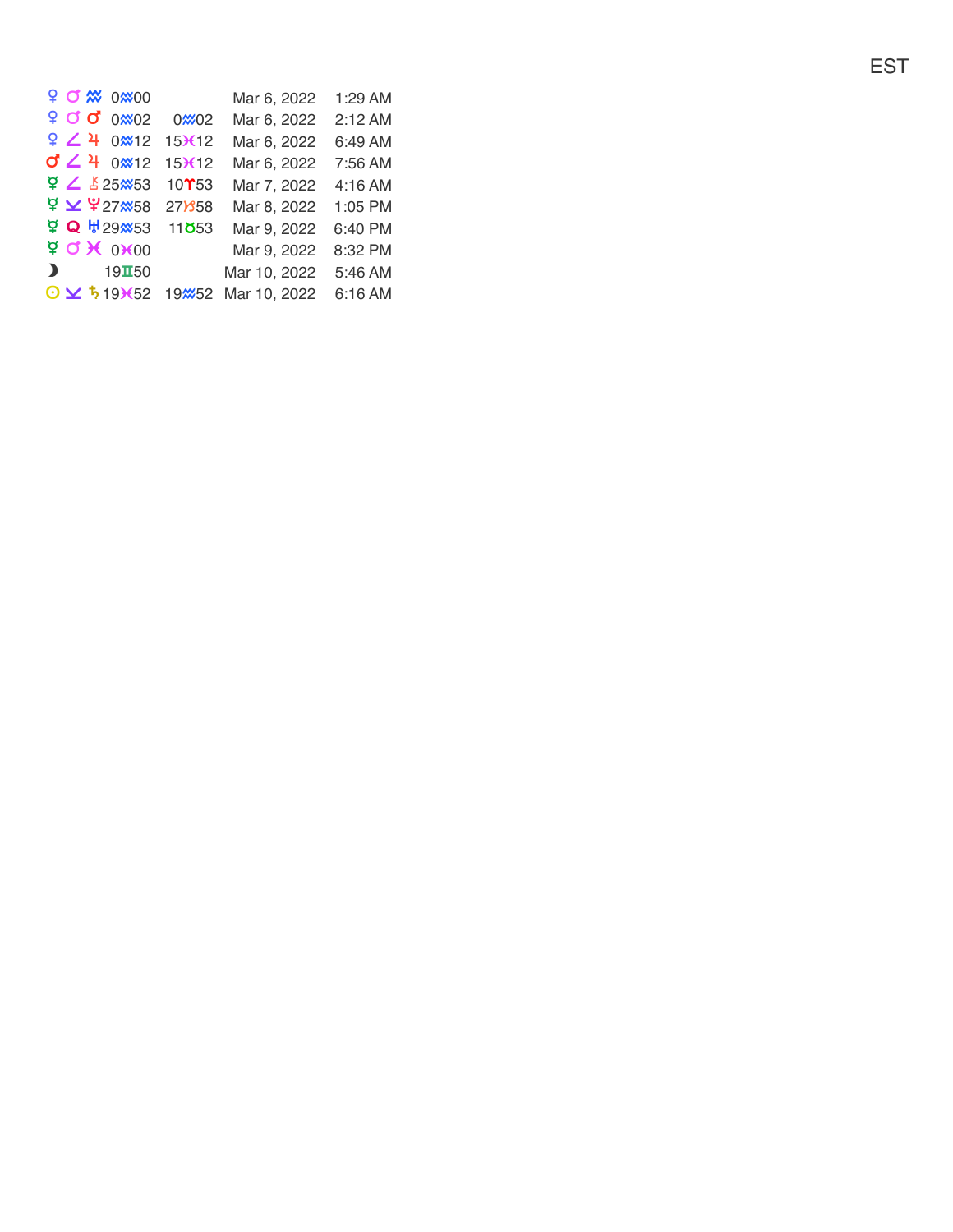EST

| | | | | | | |
|---|---|---|---|---|---|---|
| ♀ | ☌ | ♒ | 0♒00 | | Mar 6, 2022 | 1:29 AM |
| ♀ | ☌ | ♂ | 0♒02 | 0♒02 | Mar 6, 2022 | 2:12 AM |
| ♀ | ∠ | ♃ | 0♒12 | 15♓12 | Mar 6, 2022 | 6:49 AM |
| ♂ | ∠ | ♃ | 0♒12 | 15♓12 | Mar 6, 2022 | 7:56 AM |
| ☿ | ∠ | ⚷ | 25♒53 | 10♈53 | Mar 7, 2022 | 4:16 AM |
| ☿ | ⚺ | ♇ | 27♒58 | 27♑58 | Mar 8, 2022 | 1:05 PM |
| ☿ | Q | ♅ | 29♒53 | 11♉53 | Mar 9, 2022 | 6:40 PM |
| ☿ | ☌ | ♓ | 0♓00 | | Mar 9, 2022 | 8:32 PM |
| ☽ | | | 19♊50 | | Mar 10, 2022 | 5:46 AM |
| ☉ | ⚺ | ♄ | 19♓52 | 19♒52 | Mar 10, 2022 | 6:16 AM |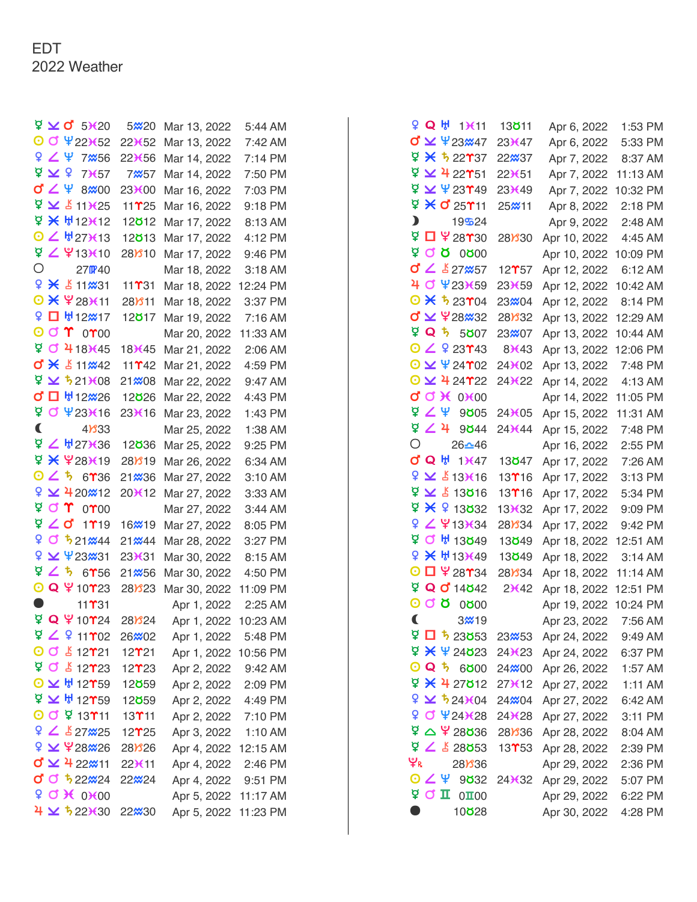EDT

2022 Weather

| | | | | |
|---|---|---|---|---|
| ☿ ⚺ ♂ | 5♓20 | 5♒20 | Mar 13, 2022 | 5:44 AM |
| ☉ ☌ ♆ | 22♓52 | 22♓52 | Mar 13, 2022 | 7:42 AM |
| ♀ ∠ ♆ | 7♒56 | 22♓56 | Mar 14, 2022 | 7:14 PM |
| ☿ ⚺ ♀ | 7♓57 | 7♒57 | Mar 14, 2022 | 7:50 PM |
| ♂ ∠ ♆ | 8♒00 | 23♓00 | Mar 16, 2022 | 7:03 PM |
| ☿ ⚺ ⚷ | 11♓25 | 11♈25 | Mar 16, 2022 | 9:18 PM |
| ☿ ⚹ ♅ | 12♓12 | 12♉12 | Mar 17, 2022 | 8:13 AM |
| ☉ ∠ ♅ | 27♓13 | 12♉13 | Mar 17, 2022 | 4:12 PM |
| ☿ ∠ ♇ | 13♓10 | 28♑10 | Mar 17, 2022 | 9:46 PM |
| ○ | 27♍40 | | Mar 18, 2022 | 3:18 AM |
| ♀ ⚹ ⚷ | 11♒31 | 11♈31 | Mar 18, 2022 | 12:24 PM |
| ☉ ⚹ ♇ | 28♓11 | 28♑11 | Mar 18, 2022 | 3:37 PM |
| ♀ □ ♅ | 12♒17 | 12♉17 | Mar 19, 2022 | 7:16 AM |
| ☉ ☌ ♈ | 0♈00 | | Mar 20, 2022 | 11:33 AM |
| ☿ ☌ ♃ | 18♓45 | 18♓45 | Mar 21, 2022 | 2:06 AM |
| ♂ ⚹ ⚷ | 11♒42 | 11♈42 | Mar 21, 2022 | 4:59 PM |
| ☿ ⚺ ♄ | 21♓08 | 21♒08 | Mar 22, 2022 | 9:47 AM |
| ♂ □ ♅ | 12♒26 | 12♉26 | Mar 22, 2022 | 4:43 PM |
| ☿ ☌ ♆ | 23♓16 | 23♓16 | Mar 23, 2022 | 1:43 PM |
| ☾ | 4♑33 | | Mar 25, 2022 | 1:38 AM |
| ☿ ∠ ♅ | 27♓36 | 12♉36 | Mar 25, 2022 | 9:25 PM |
| ☿ ⚹ ♇ | 28♓19 | 28♑19 | Mar 26, 2022 | 6:34 AM |
| ☉ ∠ ♄ | 6♈36 | 21♒36 | Mar 27, 2022 | 3:10 AM |
| ♀ ⚺ ♃ | 20♒12 | 20♓12 | Mar 27, 2022 | 3:33 AM |
| ☿ ☌ ♈ | 0♈00 | | Mar 27, 2022 | 3:44 AM |
| ☿ ∠ ♂ | 1♈19 | 16♒19 | Mar 27, 2022 | 8:05 PM |
| ♀ ☌ ♄ | 21♒44 | 21♒44 | Mar 28, 2022 | 3:27 PM |
| ♀ ⚺ ♆ | 23♒31 | 23♓31 | Mar 30, 2022 | 8:15 AM |
| ☿ ∠ ♄ | 6♈56 | 21♒56 | Mar 30, 2022 | 4:50 PM |
| ☉ Q ♇ | 10♈23 | 28♑23 | Mar 30, 2022 | 11:09 PM |
| ● | 11♈31 | | Apr 1, 2022 | 2:25 AM |
| ☿ Q ♇ | 10♈24 | 28♑24 | Apr 1, 2022 | 10:23 AM |
| ☿ ∠ ♀ | 11♈02 | 26♒02 | Apr 1, 2022 | 5:48 PM |
| ☉ ☌ ⚷ | 12♈21 | 12♈21 | Apr 1, 2022 | 10:56 PM |
| ☿ ☌ ⚷ | 12♈23 | 12♈23 | Apr 2, 2022 | 9:42 AM |
| ☉ ⚺ ♅ | 12♈59 | 12♉59 | Apr 2, 2022 | 2:09 PM |
| ☿ ⚺ ♅ | 12♈59 | 12♉59 | Apr 2, 2022 | 4:49 PM |
| ☉ ☌ ☿ | 13♈11 | 13♈11 | Apr 2, 2022 | 7:10 PM |
| ♀ ∠ ⚷ | 27♒25 | 12♈25 | Apr 3, 2022 | 1:10 AM |
| ♀ ⚺ ♇ | 28♒26 | 28♑26 | Apr 4, 2022 | 12:15 AM |
| ♂ ⚺ ♃ | 22♒11 | 22♓11 | Apr 4, 2022 | 2:46 PM |
| ♂ ☌ ♄ | 22♒24 | 22♒24 | Apr 4, 2022 | 9:51 PM |
| ♀ ☌ ♓ | 0♓00 | | Apr 5, 2022 | 11:17 AM |
| ♃ ⚺ ♄ | 22♓30 | 22♒30 | Apr 5, 2022 | 11:23 PM |
| ♀ Q ♅ | 1♓11 | 13♉11 | Apr 6, 2022 | 1:53 PM |
| ♂ ⚺ ♆ | 23♒47 | 23♓47 | Apr 6, 2022 | 5:33 PM |
| ☿ ⚹ ♄ | 22♈37 | 22♒37 | Apr 7, 2022 | 8:37 AM |
| ☿ ⚺ ♃ | 22♈51 | 22♓51 | Apr 7, 2022 | 11:13 AM |
| ☿ ⚺ ♆ | 23♈49 | 23♓49 | Apr 7, 2022 | 10:32 PM |
| ☿ ⚹ ♂ | 25♈11 | 25♒11 | Apr 8, 2022 | 2:18 PM |
| ☽ | 19♋24 | | Apr 9, 2022 | 2:48 AM |
| ☿ □ ♇ | 28♈30 | 28♑30 | Apr 10, 2022 | 4:45 AM |
| ☿ ☌ ♉ | 0♉00 | | Apr 10, 2022 | 10:09 PM |
| ♂ ∠ ⚷ | 27♒57 | 12♈57 | Apr 12, 2022 | 6:12 AM |
| ♃ ☌ ♆ | 23♓59 | 23♓59 | Apr 12, 2022 | 10:42 AM |
| ☉ ⚹ ♄ | 23♈04 | 23♒04 | Apr 12, 2022 | 8:14 PM |
| ♂ ⚺ ♇ | 28♒32 | 28♑32 | Apr 13, 2022 | 12:29 AM |
| ☿ Q ♄ | 5♉07 | 23♒07 | Apr 13, 2022 | 10:44 AM |
| ☉ ∠ ♀ | 23♈43 | 8♓43 | Apr 13, 2022 | 12:06 PM |
| ☉ ⚺ ♆ | 24♈02 | 24♓02 | Apr 13, 2022 | 7:48 PM |
| ☉ ⚺ ♃ | 24♈22 | 24♓22 | Apr 14, 2022 | 4:13 AM |
| ♂ ☌ ♓ | 0♓00 | | Apr 14, 2022 | 11:05 PM |
| ☿ ∠ ♆ | 9♉05 | 24♓05 | Apr 15, 2022 | 11:31 AM |
| ☿ ∠ ♃ | 9♉44 | 24♓44 | Apr 15, 2022 | 7:48 PM |
| ○ | 26♎46 | | Apr 16, 2022 | 2:55 PM |
| ♂ Q ♅ | 1♓47 | 13♉47 | Apr 17, 2022 | 7:26 AM |
| ♀ ⚺ ⚷ | 13♓16 | 13♈16 | Apr 17, 2022 | 3:13 PM |
| ☿ ⚺ ⚷ | 13♉16 | 13♈16 | Apr 17, 2022 | 5:34 PM |
| ☿ ⚹ ♀ | 13♉32 | 13♓32 | Apr 17, 2022 | 9:09 PM |
| ♀ ∠ ♇ | 13♓34 | 28♑34 | Apr 17, 2022 | 9:42 PM |
| ☿ ☌ ♅ | 13♉49 | 13♉49 | Apr 18, 2022 | 12:51 AM |
| ♀ ⚹ ♅ | 13♓49 | 13♉49 | Apr 18, 2022 | 3:14 AM |
| ☉ □ ♇ | 28♈34 | 28♑34 | Apr 18, 2022 | 11:14 AM |
| ☿ Q ♂ | 14♉42 | 2♓42 | Apr 18, 2022 | 12:51 PM |
| ☉ ☌ ♉ | 0♉00 | | Apr 19, 2022 | 10:24 PM |
| ☾ | 3♒19 | | Apr 23, 2022 | 7:56 AM |
| ☿ □ ♄ | 23♉53 | 23♒53 | Apr 24, 2022 | 9:49 AM |
| ☿ ⚹ ♆ | 24♉23 | 24♓23 | Apr 24, 2022 | 6:37 PM |
| ☉ Q ♄ | 6♉00 | 24♒00 | Apr 26, 2022 | 1:57 AM |
| ☿ ⚹ ♃ | 27♉12 | 27♓12 | Apr 27, 2022 | 1:11 AM |
| ♀ ⚺ ♄ | 24♓04 | 24♒04 | Apr 27, 2022 | 6:42 AM |
| ♀ ☌ ♆ | 24♓28 | 24♓28 | Apr 27, 2022 | 3:11 PM |
| ☿ △ ♇ | 28♉36 | 28♑36 | Apr 28, 2022 | 8:04 AM |
| ☿ ∠ ⚷ | 28♉53 | 13♈53 | Apr 28, 2022 | 2:39 PM |
| ♇℞ | 28♑36 | | Apr 29, 2022 | 2:36 PM |
| ☉ ∠ ♆ | 9♉32 | 24♓32 | Apr 29, 2022 | 5:07 PM |
| ☿ ☌ ♊ | 0♊00 | | Apr 29, 2022 | 6:22 PM |
| ● | 10♉28 | | Apr 30, 2022 | 4:28 PM |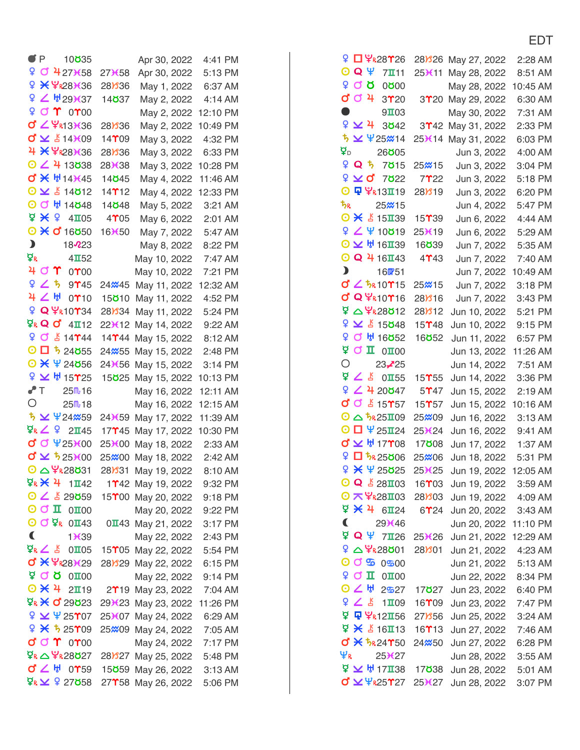EDT

| | | | | |
|---|---|---|---|---|
| ● P | 10♉35 | | Apr 30, 2022 | 4:41 PM |
| ♀ ☌ ♃ | 27♓58 | 27♓58 | Apr 30, 2022 | 5:13 PM |
| ♀ ⚹ ♇R | 28♓36 | 28♑36 | May 1, 2022 | 6:37 AM |
| ♀ ∠ ♅ | 29♓37 | 14♉37 | May 2, 2022 | 4:14 AM |
| ♀ ☌ ♈ | 0♈00 | | May 2, 2022 | 12:10 PM |
| ♂ ∠ ♇R | 13♓36 | 28♑36 | May 2, 2022 | 10:49 PM |
| ♂ ⚺ ⚷ | 14♓09 | 14♈09 | May 3, 2022 | 4:32 PM |
| ♃ ⚹ ♇R | 28♓36 | 28♑36 | May 3, 2022 | 6:33 PM |
| ☉ ∠ ♃ | 13♉38 | 28♓38 | May 3, 2022 | 10:28 PM |
| ♂ ⚹ ♅ | 14♓45 | 14♉45 | May 4, 2022 | 11:46 AM |
| ☉ ⚺ ⚷ | 14♉12 | 14♈12 | May 4, 2022 | 12:33 PM |
| ☉ ☌ ♅ | 14♉48 | 14♉48 | May 5, 2022 | 3:21 AM |
| ☿ ⚹ ♀ | 4♊05 | 4♈05 | May 6, 2022 | 2:01 AM |
| ☉ ⚹ ♂ | 16♉50 | 16♓50 | May 7, 2022 | 5:47 AM |
| ☽ | 18♌23 | | May 8, 2022 | 8:22 PM |
| ☿R | 4♊52 | | May 10, 2022 | 7:47 AM |
| ♃ ☌ ♈ | 0♈00 | | May 10, 2022 | 7:21 PM |
| ♀ ∠ ♄ | 9♈45 | 24♒45 | May 11, 2022 | 12:32 AM |
| ♃ ∠ ♅ | 0♈10 | 15♉10 | May 11, 2022 | 4:52 PM |
| ♀ Q ♇R | 10♈34 | 28♑34 | May 11, 2022 | 5:24 PM |
| ☿R Q ♂ | 4♊12 | 22♓12 | May 14, 2022 | 9:22 AM |
| ♀ ☌ ⚷ | 14♈44 | 14♈44 | May 15, 2022 | 8:12 AM |
| ☉ □ ♄ | 24♉55 | 24♒55 | May 15, 2022 | 2:48 PM |
| ☉ ⚹ ♆ | 24♉56 | 24♓56 | May 15, 2022 | 3:14 PM |
| ♀ ⚺ ♅ | 15♈25 | 15♉25 | May 15, 2022 | 10:13 PM |
| ☍ T | 25♏16 | | May 16, 2022 | 12:11 AM |
| ○ | 25♏18 | | May 16, 2022 | 12:15 AM |
| ♄ ⚺ ♆ | 24♓59 | 24♓59 | May 17, 2022 | 11:39 AM |
| ☿R ∠ ♀ | 2♊45 | 17♈45 | May 17, 2022 | 10:30 PM |
| ♂ ☌ ♆ | 25♓00 | 25♓00 | May 18, 2022 | 2:33 AM |
| ♂ ⚺ ♄ | 25♓00 | 25♒00 | May 18, 2022 | 2:42 AM |
| ☉ △ ♇R | 28♉31 | 28♑31 | May 19, 2022 | 8:10 AM |
| ☿R ⚹ ♃ | 1♊42 | 1♈42 | May 19, 2022 | 9:32 PM |
| ☉ ∠ ⚷ | 29♉59 | 15♈00 | May 20, 2022 | 9:18 PM |
| ☉ ☌ ♊ | 0♊00 | | May 20, 2022 | 9:22 PM |
| ☉ ☌ ☿R | 0♊43 | 0♊43 | May 21, 2022 | 3:17 PM |
| ☾ | 1♓39 | | May 22, 2022 | 2:43 PM |
| ☿R ∠ ⚷ | 0♊05 | 15♈05 | May 22, 2022 | 5:54 PM |
| ♂ ⚹ ♇R | 28♓29 | 28♑29 | May 22, 2022 | 6:15 PM |
| ☿ ☌ ♉ | 0♉00 | | May 22, 2022 | 9:14 PM |
| ☉ ⚹ ♃ | 2♊19 | 2♈19 | May 23, 2022 | 7:04 AM |
| ☿R ⚹ ♂ | 29♉23 | 29♓23 | May 23, 2022 | 11:26 PM |
| ♀ ⚺ ♆ | 25♈07 | 25♓07 | May 24, 2022 | 6:29 AM |
| ♀ ⚹ ♄ | 25♈09 | 25♒09 | May 24, 2022 | 7:05 AM |
| ♂ ☌ ♈ | 0♈00 | | May 24, 2022 | 7:17 PM |
| ☿R △ ♇R | 28♉27 | 28♑27 | May 25, 2022 | 5:48 PM |
| ♂ ∠ ♅ | 0♈59 | 15♉59 | May 26, 2022 | 3:13 AM |
| ☿R ⚺ ♀ | 27♉58 | 27♈58 | May 26, 2022 | 5:06 PM |
| ♀ □ ♇R | 28♈26 | 28♑26 | May 27, 2022 | 2:28 AM |
| ☉ Q ♆ | 7♊11 | 25♓11 | May 28, 2022 | 8:51 AM |
| ♀ ☌ ♉ | 0♉00 | | May 28, 2022 | 10:45 AM |
| ♂ ☌ ♃ | 3♈20 | 3♈20 | May 29, 2022 | 6:30 AM |
| ● | 9♊03 | | May 30, 2022 | 7:31 AM |
| ♀ ⚺ ♃ | 3♉42 | 3♈42 | May 31, 2022 | 2:33 PM |
| ♄ ⚺ ♆ | 25♒14 | 25♓14 | May 31, 2022 | 6:03 PM |
| ☿D | 26♉05 | | Jun 3, 2022 | 4:00 AM |
| ♀ Q ♄ | 7♉15 | 25♒15 | Jun 3, 2022 | 3:04 PM |
| ♀ ⚺ ♂ | 7♉22 | 7♈22 | Jun 3, 2022 | 5:18 PM |
| ☉ ⚼ ♇R | 13♊19 | 28♑19 | Jun 3, 2022 | 6:20 PM |
| ♄R | 25♒15 | | Jun 4, 2022 | 5:47 PM |
| ☉ ⚹ ⚷ | 15♊39 | 15♈39 | Jun 6, 2022 | 4:44 AM |
| ♀ ∠ ♆ | 10♉19 | 25♓19 | Jun 6, 2022 | 5:29 AM |
| ☉ ⚺ ♅ | 16♊39 | 16♉39 | Jun 7, 2022 | 5:35 AM |
| ☉ Q ♃ | 16♊43 | 4♈43 | Jun 7, 2022 | 7:40 AM |
| ☽ | 16♍51 | | Jun 7, 2022 | 10:49 AM |
| ♂ ∠ ♄R | 10♈15 | 25♒15 | Jun 7, 2022 | 3:18 PM |
| ♂ Q ♇R | 10♈16 | 28♑16 | Jun 7, 2022 | 3:43 PM |
| ☿ △ ♇R | 28♉12 | 28♑12 | Jun 10, 2022 | 5:21 PM |
| ♀ ⚺ ⚷ | 15♉48 | 15♈48 | Jun 10, 2022 | 9:15 PM |
| ♀ ☌ ♅ | 16♉52 | 16♉52 | Jun 11, 2022 | 6:57 PM |
| ☿ ☌ ♊ | 0♊00 | | Jun 13, 2022 | 11:26 AM |
| ○ | 23♐25 | | Jun 14, 2022 | 7:51 AM |
| ☿ ∠ ⚷ | 0♊55 | 15♈55 | Jun 14, 2022 | 3:36 PM |
| ♀ ∠ ♃ | 20♉47 | 5♈47 | Jun 15, 2022 | 2:19 AM |
| ♂ ☌ ⚷ | 15♈57 | 15♈57 | Jun 15, 2022 | 10:16 AM |
| ☉ △ ♄R | 25♊09 | 25♒09 | Jun 16, 2022 | 3:13 AM |
| ☉ □ ♆ | 25♊24 | 25♓24 | Jun 16, 2022 | 9:41 AM |
| ♂ ⚺ ♅ | 17♈08 | 17♉08 | Jun 17, 2022 | 1:37 AM |
| ♀ □ ♄R | 25♉06 | 25♒06 | Jun 18, 2022 | 5:31 PM |
| ♀ ⚹ ♆ | 25♉25 | 25♓25 | Jun 19, 2022 | 12:05 AM |
| ☉ Q ⚷ | 28♊03 | 16♈03 | Jun 19, 2022 | 3:59 AM |
| ☉ ⚻ ♇R | 28♊03 | 28♑03 | Jun 19, 2022 | 4:09 AM |
| ☿ ⚹ ♃ | 6♊24 | 6♈24 | Jun 20, 2022 | 3:43 AM |
| ☾ | 29♓46 | | Jun 20, 2022 | 11:10 PM |
| ☿ Q ♆ | 7♊26 | 25♓26 | Jun 21, 2022 | 12:29 AM |
| ♀ △ ♇R | 28♉01 | 28♑01 | Jun 21, 2022 | 4:23 AM |
| ☉ ☌ ♋ | 0♋00 | | Jun 21, 2022 | 5:13 AM |
| ♀ ☌ ♊ | 0♊00 | | Jun 22, 2022 | 8:34 PM |
| ☉ ∠ ♅ | 2♋27 | 17♉27 | Jun 23, 2022 | 6:40 PM |
| ♀ ∠ ⚷ | 1♊09 | 16♈09 | Jun 23, 2022 | 7:47 PM |
| ☿ ⚼ ♇R | 12♊56 | 27♑56 | Jun 25, 2022 | 3:24 AM |
| ☿ ⚹ ⚷ | 16♊13 | 16♈13 | Jun 27, 2022 | 7:46 AM |
| ♂ ⚹ ♄R | 24♈50 | 24♒50 | Jun 27, 2022 | 6:28 PM |
| ♆R | 25♓27 | | Jun 28, 2022 | 3:55 AM |
| ☿ ⚺ ♅ | 17♊38 | 17♉38 | Jun 28, 2022 | 5:01 AM |
| ♂ ⚺ ♇R | 25♈27 | 25♓27 | Jun 28, 2022 | 3:07 PM |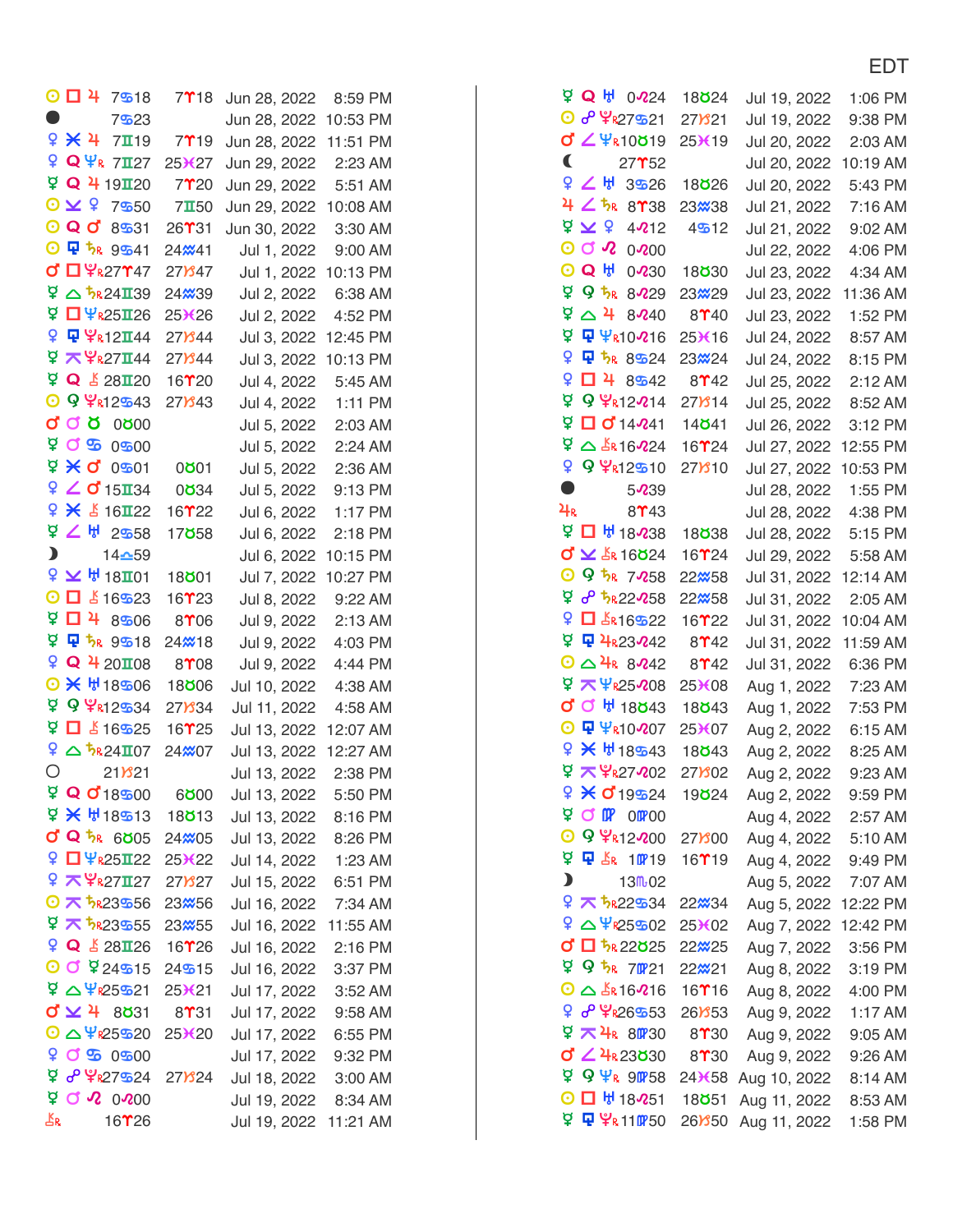EDT

| Aspect | Position | Position 2 | Date | Time |
|---|---|---|---|---|
| ☉ □ ♃ | 7♋18 | 7♈18 | Jun 28, 2022 | 8:59 PM |
| ● | 7♋23 | | Jun 28, 2022 | 10:53 PM |
| ♀ ⚹ ♃ | 7♊19 | 7♈19 | Jun 28, 2022 | 11:51 PM |
| ♀ Q ♇R | 7♊27 | 25♓27 | Jun 29, 2022 | 2:23 AM |
| ☿ Q ♃ | 19♊20 | 7♈20 | Jun 29, 2022 | 5:51 AM |
| ☉ ⊻ ♀ | 7♋50 | 7♊50 | Jun 29, 2022 | 10:08 AM |
| ☉ Q ♂ | 8♋31 | 26♈31 | Jun 30, 2022 | 3:30 AM |
| ☉ ⊡ ♄R | 9♋41 | 24♒41 | Jul 1, 2022 | 9:00 AM |
| ♂ □ ♇R | 27♈47 | 27♑47 | Jul 1, 2022 | 10:13 PM |
| ☿ △ ♄R | 24♊39 | 24♒39 | Jul 2, 2022 | 6:38 AM |
| ☿ □ ♆R | 25♊26 | 25♓26 | Jul 2, 2022 | 4:52 PM |
| ♀ ⊡ ♇R | 12♊44 | 27♑44 | Jul 3, 2022 | 12:45 PM |
| ☿ ⊼ ♇R | 27♊44 | 27♑44 | Jul 3, 2022 | 10:13 PM |
| ☿ Q ⚷ | 28♊20 | 16♈20 | Jul 4, 2022 | 5:45 AM |
| ☉ ⚴ ♇R | 12♋43 | 27♑43 | Jul 4, 2022 | 1:11 PM |
| ♂ ♂ ♉ | 0♉00 | | Jul 5, 2022 | 2:03 AM |
| ☿ ♂ ♋ | 0♋00 | | Jul 5, 2022 | 2:24 AM |
| ☿ ⚹ ♂ | 0♋01 | 0♉01 | Jul 5, 2022 | 2:36 AM |
| ♀ ∠ ♂ | 15♊34 | 0♉34 | Jul 5, 2022 | 9:13 PM |
| ♀ ⚹ ⚷ | 16♊22 | 16♈22 | Jul 6, 2022 | 1:17 PM |
| ☿ ∠ ♅ | 2♋58 | 17♉58 | Jul 6, 2022 | 2:18 PM |
| ☽ | 14♎59 | | Jul 6, 2022 | 10:15 PM |
| ♀ ⊻ ♅ | 18♊01 | 18♉01 | Jul 7, 2022 | 10:27 PM |
| ☉ □ ⚷ | 16♋23 | 16♈23 | Jul 8, 2022 | 9:22 AM |
| ☿ □ ♃ | 8♋06 | 8♈06 | Jul 9, 2022 | 2:13 AM |
| ☿ ⊡ ♄R | 9♋18 | 24♒18 | Jul 9, 2022 | 4:03 PM |
| ♀ Q ♃ | 20♊08 | 8♈08 | Jul 9, 2022 | 4:44 PM |
| ☉ ⚹ ♅ | 18♋06 | 18♉06 | Jul 10, 2022 | 4:38 AM |
| ☿ ⚴ ♇R | 12♋34 | 27♑34 | Jul 11, 2022 | 4:58 AM |
| ☿ □ ⚷ | 16♋25 | 16♈25 | Jul 13, 2022 | 12:07 AM |
| ♀ △ ♄R | 24♊07 | 24♒07 | Jul 13, 2022 | 12:27 AM |
| ○ | 21♑21 | | Jul 13, 2022 | 2:38 PM |
| ☿ Q ♂ | 18♋00 | 6♉00 | Jul 13, 2022 | 5:50 PM |
| ☿ ⚹ ♅ | 18♋13 | 18♉13 | Jul 13, 2022 | 8:16 PM |
| ♂ Q ♄R | 6♉05 | 24♒05 | Jul 13, 2022 | 8:26 PM |
| ♀ □ ♆R | 25♊22 | 25♓22 | Jul 14, 2022 | 1:23 AM |
| ♀ ⊼ ♇R | 27♊27 | 27♑27 | Jul 15, 2022 | 6:51 PM |
| ☉ ⊼ ♄R | 23♋56 | 23♒56 | Jul 16, 2022 | 7:34 AM |
| ☿ ⊼ ♄R | 23♋55 | 23♒55 | Jul 16, 2022 | 11:55 AM |
| ♀ Q ⚷ | 28♊26 | 16♈26 | Jul 16, 2022 | 2:16 PM |
| ☉ ☌ ☿ | 24♋15 | 24♋15 | Jul 16, 2022 | 3:37 PM |
| ☿ △ ♆R | 25♋21 | 25♓21 | Jul 17, 2022 | 3:52 AM |
| ♂ ⊻ ♃ | 8♉31 | 8♈31 | Jul 17, 2022 | 9:58 AM |
| ☉ △ ♆R | 25♋20 | 25♓20 | Jul 17, 2022 | 6:55 PM |
| ♀ ♂ ♋ | 0♋00 | | Jul 17, 2022 | 9:32 PM |
| ☿ ☍ ♇R | 27♋24 | 27♑24 | Jul 18, 2022 | 3:00 AM |
| ☿ ♂ ♌ | 0♌00 | | Jul 19, 2022 | 8:34 AM |
| ⚷R | 16♈26 | | Jul 19, 2022 | 11:21 AM |
| ☿ Q ♅ | 0♌24 | 18♉24 | Jul 19, 2022 | 1:06 PM |
| ☉ ☍ ♇R | 27♋21 | 27♑21 | Jul 19, 2022 | 9:38 PM |
| ♂ ∠ ♆R | 10♉19 | 25♓19 | Jul 20, 2022 | 2:03 AM |
| ☾ | 27♈52 | | Jul 20, 2022 | 10:19 AM |
| ♀ ∠ ♅ | 3♋26 | 18♉26 | Jul 20, 2022 | 5:43 PM |
| ♃ ∠ ♄R | 8♈38 | 23♒38 | Jul 21, 2022 | 7:16 AM |
| ☿ ⊻ ♀ | 4♌12 | 4♋12 | Jul 21, 2022 | 9:02 AM |
| ☉ ♂ ♌ | 0♌00 | | Jul 22, 2022 | 4:06 PM |
| ☉ Q ♅ | 0♌30 | 18♉30 | Jul 23, 2022 | 4:34 AM |
| ☿ ⚴ ♄R | 8♌29 | 23♒29 | Jul 23, 2022 | 11:36 AM |
| ☿ △ ♃ | 8♌40 | 8♈40 | Jul 23, 2022 | 1:52 PM |
| ☿ ⊡ ♆R | 10♌16 | 25♓16 | Jul 24, 2022 | 8:57 AM |
| ♀ ⊡ ♄R | 8♋24 | 23♒24 | Jul 24, 2022 | 8:15 PM |
| ♀ □ ♃ | 8♋42 | 8♈42 | Jul 25, 2022 | 2:12 AM |
| ☿ ⚴ ♇R | 12♌14 | 27♑14 | Jul 25, 2022 | 8:52 AM |
| ☿ □ ♂ | 14♌41 | 14♉41 | Jul 26, 2022 | 3:12 PM |
| ☿ △ ⚷R | 16♌24 | 16♈24 | Jul 27, 2022 | 12:55 PM |
| ♀ ⚴ ♇R | 12♋10 | 27♑10 | Jul 27, 2022 | 10:53 PM |
| ● | 5♌39 | | Jul 28, 2022 | 1:55 PM |
| ♃R | 8♈43 | | Jul 28, 2022 | 4:38 PM |
| ☿ □ ♅ | 18♌38 | 18♉38 | Jul 28, 2022 | 5:15 PM |
| ♂ ⊻ ⚷R | 16♉24 | 16♈24 | Jul 29, 2022 | 5:58 AM |
| ☉ ⚴ ♄R | 7♌58 | 22♒58 | Jul 31, 2022 | 12:14 AM |
| ☿ ☍ ♄R | 22♌58 | 22♒58 | Jul 31, 2022 | 2:05 AM |
| ♀ □ ⚷R | 16♋22 | 16♈22 | Jul 31, 2022 | 10:04 AM |
| ☿ ⊡ ♃R | 23♌42 | 8♈42 | Jul 31, 2022 | 11:59 AM |
| ☉ △ ♃R | 8♌42 | 8♈42 | Jul 31, 2022 | 6:36 PM |
| ☿ ⊼ ♆R | 25♌08 | 25♓08 | Aug 1, 2022 | 7:23 AM |
| ♂ ☌ ♅ | 18♉43 | 18♉43 | Aug 1, 2022 | 7:53 PM |
| ☉ ⊡ ♆R | 10♌07 | 25♓07 | Aug 2, 2022 | 6:15 AM |
| ♀ ⚹ ♅ | 18♋43 | 18♉43 | Aug 2, 2022 | 8:25 AM |
| ☿ ⊼ ♇R | 27♌02 | 27♑02 | Aug 2, 2022 | 9:23 AM |
| ♀ ⚹ ♂ | 19♋24 | 19♉24 | Aug 2, 2022 | 9:59 PM |
| ☿ ♂ ♍ | 0♍00 | | Aug 4, 2022 | 2:57 AM |
| ☉ ⚴ ♇R | 12♌00 | 27♑00 | Aug 4, 2022 | 5:10 AM |
| ☿ ⊡ ⚷R | 1♍19 | 16♈19 | Aug 4, 2022 | 9:49 PM |
| ☽ | 13♏02 | | Aug 5, 2022 | 7:07 AM |
| ♀ ⊼ ♄R | 22♋34 | 22♒34 | Aug 5, 2022 | 12:22 PM |
| ♀ △ ♆R | 25♋02 | 25♓02 | Aug 7, 2022 | 12:42 PM |
| ♂ □ ♄R | 22♉25 | 22♒25 | Aug 7, 2022 | 3:56 PM |
| ☿ ⚴ ♄R | 7♍21 | 22♒21 | Aug 8, 2022 | 3:19 PM |
| ☉ △ ⚷R | 16♌16 | 16♈16 | Aug 8, 2022 | 4:00 PM |
| ♀ ☍ ♇R | 26♋53 | 26♑53 | Aug 9, 2022 | 1:17 AM |
| ☿ ⊼ ♃R | 8♍30 | 8♈30 | Aug 9, 2022 | 9:05 AM |
| ♂ ∠ ♃R | 23♉30 | 8♈30 | Aug 9, 2022 | 9:26 AM |
| ☿ ⚴ ♆R | 9♍58 | 24♓58 | Aug 10, 2022 | 8:14 AM |
| ☉ □ ♅ | 18♌51 | 18♉51 | Aug 11, 2022 | 8:53 AM |
| ☿ ⊡ ♇R | 11♍50 | 26♑50 | Aug 11, 2022 | 1:58 PM |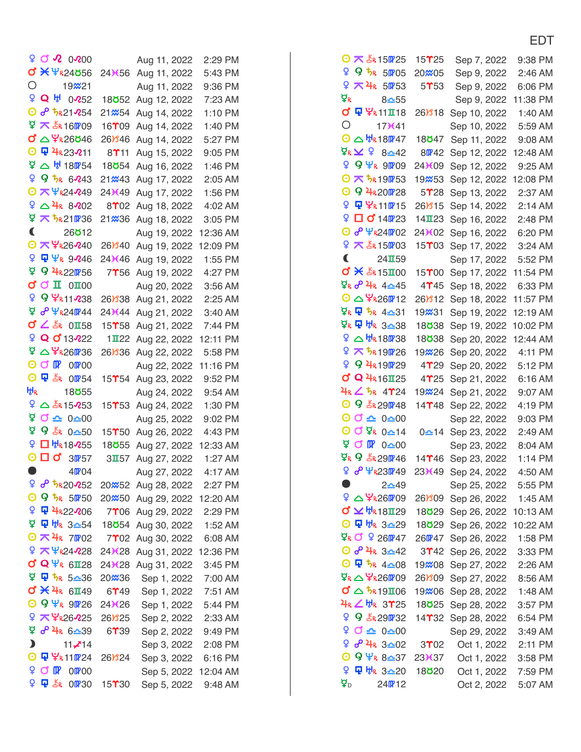EDT

| Aspect | Position | Position | Date | Time |
|---|---|---|---|---|
| ♀ ☌ ♌ | 0♌00 | | Aug 11, 2022 | 2:29 PM |
| ♂ ⚹ ♆R | 24♉56 | 24♓56 | Aug 11, 2022 | 5:43 PM |
| ○ | 19♒21 | | Aug 11, 2022 | 9:36 PM |
| ♀ Q ♅ | 0♌52 | 18♉52 | Aug 12, 2022 | 7:23 AM |
| ☉ ☍ ♄R | 21♌54 | 21♒54 | Aug 14, 2022 | 1:10 PM |
| ☿ ⚻ ⚷R | 16♍09 | 16♈09 | Aug 14, 2022 | 1:40 PM |
| ♂ △ ♇R | 26♉46 | 26♑46 | Aug 14, 2022 | 5:27 PM |
| ☉ ⚼ ♃R | 23♌11 | 8♈11 | Aug 15, 2022 | 9:05 PM |
| ☿ △ ♅ | 18♍54 | 18♉54 | Aug 16, 2022 | 1:46 PM |
| ♀ Qd ♄R | 6♌43 | 21♒43 | Aug 17, 2022 | 2:05 AM |
| ☉ ⚻ ♆R | 24♌49 | 24♓49 | Aug 17, 2022 | 1:56 PM |
| ♀ △ ♃R | 8♌02 | 8♈02 | Aug 18, 2022 | 4:02 AM |
| ☿ ⚻ ♄R | 21♍36 | 21♒36 | Aug 18, 2022 | 3:05 PM |
| ☾ | 26♉12 | | Aug 19, 2022 | 12:36 AM |
| ☉ ⚻ ♇R | 26♌40 | 26♑40 | Aug 19, 2022 | 12:09 PM |
| ♀ ⚼ ♆R | 9♌46 | 24♓46 | Aug 19, 2022 | 1:55 PM |
| ☿ Qd ♃R | 22♍56 | 7♈56 | Aug 19, 2022 | 4:27 PM |
| ♂ ☌ ♊ | 0♊00 | | Aug 20, 2022 | 3:56 AM |
| ♀ Qd ♇R | 11♌38 | 26♑38 | Aug 21, 2022 | 2:25 AM |
| ☿ ☍ ♆R | 24♍44 | 24♓44 | Aug 21, 2022 | 3:40 AM |
| ♂ ∠ ⚷R | 0♊58 | 15♈58 | Aug 21, 2022 | 7:44 PM |
| ♀ Q ♂ | 13♌22 | 1♊22 | Aug 22, 2022 | 12:11 PM |
| ☿ △ ♇R | 26♍36 | 26♑36 | Aug 22, 2022 | 5:58 PM |
| ☉ ☌ ♍ | 0♍00 | | Aug 22, 2022 | 11:16 PM |
| ☉ ⚼ ⚷R | 0♍54 | 15♈54 | Aug 23, 2022 | 9:52 PM |
| ♅R | 18♉55 | | Aug 24, 2022 | 9:54 AM |
| ♀ △ ⚷R | 15♌53 | 15♈53 | Aug 24, 2022 | 1:30 PM |
| ☿ ☌ ♎ | 0♎00 | | Aug 25, 2022 | 9:02 PM |
| ☿ Qd ⚷R | 0♎50 | 15♈50 | Aug 26, 2022 | 4:43 PM |
| ♀ □ ♅R | 18♌55 | 18♉55 | Aug 27, 2022 | 12:33 AM |
| ☉ □ ♂ | 3♍57 | 3♊57 | Aug 27, 2022 | 1:27 AM |
| ● | 4♍04 | | Aug 27, 2022 | 4:17 AM |
| ♀ ☍ ♄R | 20♌52 | 20♒52 | Aug 28, 2022 | 2:27 PM |
| ☉ Qd ♄R | 5♍50 | 20♒50 | Aug 29, 2022 | 12:20 AM |
| ♀ ⚼ ♃R | 22♌06 | 7♈06 | Aug 29, 2022 | 2:29 PM |
| ☿ ⚼ ♅R | 3♎54 | 18♉54 | Aug 30, 2022 | 1:52 AM |
| ☉ ⚻ ♃R | 7♍02 | 7♈02 | Aug 30, 2022 | 6:08 AM |
| ♀ ⚻ ♆R | 24♌28 | 24♓28 | Aug 31, 2022 | 12:36 PM |
| ♂ Q ♆R | 6♊28 | 24♓28 | Aug 31, 2022 | 3:45 PM |
| ☿ ⚼ ♄R | 5♎36 | 20♒36 | Sep 1, 2022 | 7:00 AM |
| ♂ ⚹ ♃R | 6♊49 | 6♈49 | Sep 1, 2022 | 7:51 AM |
| ☉ Qd ♆R | 9♍26 | 24♓26 | Sep 1, 2022 | 5:44 PM |
| ♀ ⚻ ♇R | 26♌25 | 26♑25 | Sep 2, 2022 | 2:33 AM |
| ☿ ☍ ♃R | 6♎39 | 6♈39 | Sep 2, 2022 | 9:49 PM |
| ☽ | 11♐14 | | Sep 3, 2022 | 2:08 PM |
| ☉ ⚼ ♇R | 11♍24 | 26♑24 | Sep 3, 2022 | 6:16 PM |
| ♀ ☌ ♍ | 0♍00 | | Sep 5, 2022 | 12:04 AM |
| ♀ ⚼ ⚷R | 0♍30 | 15♈30 | Sep 5, 2022 | 9:48 AM |
| ☉ ⚻ ⚷R | 15♍25 | 15♈25 | Sep 7, 2022 | 9:38 PM |
| ♀ Qd ♄R | 5♍05 | 20♒05 | Sep 9, 2022 | 2:46 AM |
| ♀ ⚻ ♃R | 5♍53 | 5♈53 | Sep 9, 2022 | 6:06 PM |
| ☿R | 8♎55 | | Sep 9, 2022 | 11:38 PM |
| ♂ ⚼ ♇R | 11♊18 | 26♑18 | Sep 10, 2022 | 1:40 AM |
| ○ | 17♓41 | | Sep 10, 2022 | 5:59 AM |
| ☉ △ ♅R | 18♍47 | 18♉47 | Sep 11, 2022 | 9:08 AM |
| ☿R ⚺ ♀ | 8♎42 | 8♍42 | Sep 12, 2022 | 12:48 AM |
| ♀ Qd ♆R | 9♍09 | 24♓09 | Sep 12, 2022 | 9:25 AM |
| ☉ ⚻ ♄R | 19♍53 | 19♒53 | Sep 12, 2022 | 12:08 PM |
| ☉ Qd ♃R | 20♍28 | 5♈28 | Sep 13, 2022 | 2:37 AM |
| ♀ ⚼ ♇R | 11♍15 | 26♑15 | Sep 14, 2022 | 2:14 AM |
| ♀ □ ♂ | 14♍23 | 14♊23 | Sep 16, 2022 | 2:48 PM |
| ☉ ☍ ♆R | 24♍02 | 24♓02 | Sep 16, 2022 | 6:20 PM |
| ♀ ⚻ ⚷R | 15♍03 | 15♈03 | Sep 17, 2022 | 3:24 AM |
| ☾ | 24♊59 | | Sep 17, 2022 | 5:52 PM |
| ♂ ⚹ ⚷R | 15♊00 | 15♈00 | Sep 17, 2022 | 11:54 PM |
| ☿R ☍ ♃R | 4♎45 | 4♈45 | Sep 18, 2022 | 6:33 PM |
| ☉ △ ♇R | 26♍12 | 26♑12 | Sep 18, 2022 | 11:57 PM |
| ☿R ⚼ ♄R | 4♎31 | 19♒31 | Sep 19, 2022 | 12:19 AM |
| ☿R ⚼ ♅R | 3♎38 | 18♉38 | Sep 19, 2022 | 10:02 PM |
| ♀ △ ♅R | 18♍38 | 18♉38 | Sep 20, 2022 | 12:44 AM |
| ♀ ⚻ ♄R | 19♍26 | 19♒26 | Sep 20, 2022 | 4:11 PM |
| ♀ Qd ♃R | 19♍29 | 4♈29 | Sep 20, 2022 | 5:12 PM |
| ♂ Q ♃R | 16♊25 | 4♈25 | Sep 21, 2022 | 6:16 AM |
| ♃R ∠ ♄R | 4♈24 | 19♒24 | Sep 21, 2022 | 9:07 AM |
| ☉ Qd ⚷R | 29♍48 | 14♈48 | Sep 22, 2022 | 4:19 PM |
| ☉ ☌ ♎ | 0♎00 | | Sep 22, 2022 | 9:03 PM |
| ☉ ☌ ☿R | 0♎14 | 0♎14 | Sep 23, 2022 | 2:49 AM |
| ☿ ☌ ♍ | 0♍00 | | Sep 23, 2022 | 8:04 AM |
| ☿R Qd ⚷R | 29♍46 | 14♈46 | Sep 23, 2022 | 1:14 PM |
| ♀ ☍ ♆R | 23♍49 | 23♓49 | Sep 24, 2022 | 4:50 AM |
| ● | 2♎49 | | Sep 25, 2022 | 5:55 PM |
| ♀ △ ♇R | 26♍09 | 26♑09 | Sep 26, 2022 | 1:45 AM |
| ♂ ⚺ ♅R | 18♊29 | 18♉29 | Sep 26, 2022 | 10:13 AM |
| ☉ ⚼ ♅R | 3♎29 | 18♉29 | Sep 26, 2022 | 10:22 AM |
| ☿R ☌ ♀ | 26♍47 | 26♍47 | Sep 26, 2022 | 1:58 PM |
| ☉ ☍ ♃R | 3♎42 | 3♈42 | Sep 26, 2022 | 3:33 PM |
| ☉ ⚼ ♄R | 4♎08 | 19♒08 | Sep 27, 2022 | 2:26 AM |
| ☿R △ ♇R | 26♍09 | 26♑09 | Sep 27, 2022 | 8:56 AM |
| ♂ △ ♄R | 19♊06 | 19♒06 | Sep 28, 2022 | 1:48 AM |
| ♃R ∠ ♅R | 3♈25 | 18♉25 | Sep 28, 2022 | 3:57 PM |
| ♀ Qd ⚷R | 29♍32 | 14♈32 | Sep 28, 2022 | 6:54 PM |
| ♀ ☌ ♎ | 0♎00 | | Sep 29, 2022 | 3:49 AM |
| ♀ ☍ ♃R | 3♎02 | 3♈02 | Oct 1, 2022 | 2:11 PM |
| ☉ Qd ♆R | 8♎37 | 23♓37 | Oct 1, 2022 | 3:58 PM |
| ♀ ⚼ ♅R | 3♎20 | 18♉20 | Oct 1, 2022 | 7:59 PM |
| ☿D | 24♍12 | | Oct 2, 2022 | 5:07 AM |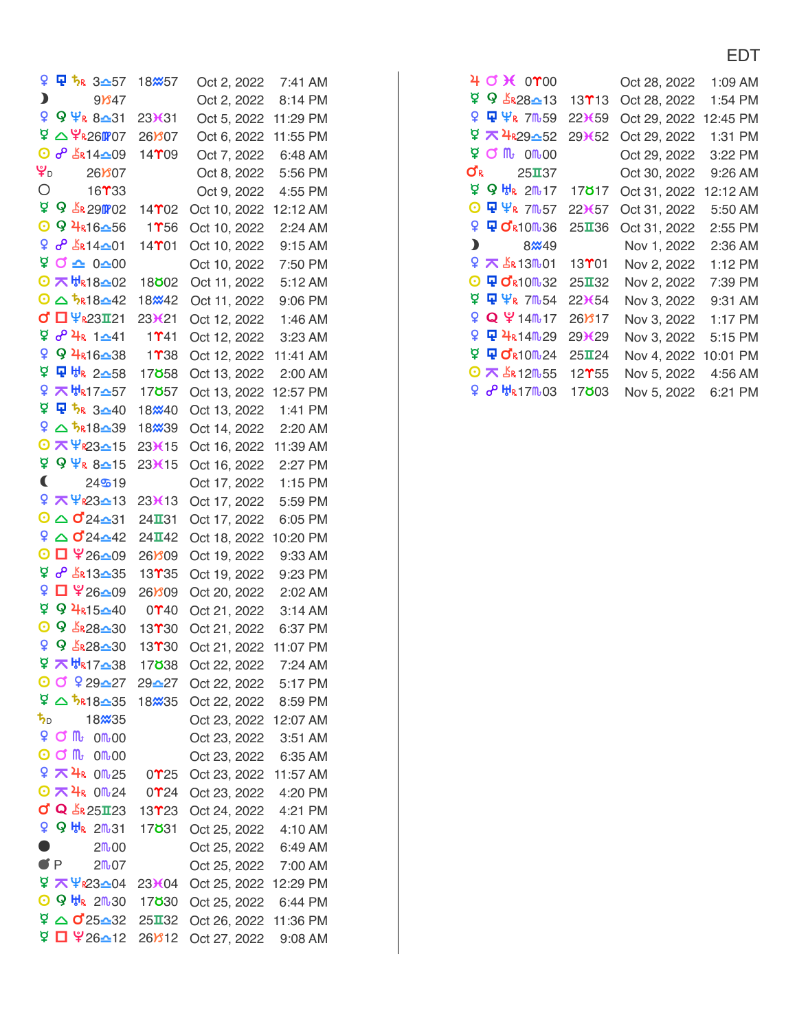EDT

| | | | |
|---|---|---|---|
| ♀ ⊡ ♄R 3♎57 | 18♒57 | Oct 2, 2022 | 7:41 AM |
| ☽ 9♑47 | | Oct 2, 2022 | 8:14 PM |
| ♀ ⚻ ♆R 8♎31 | 23♓31 | Oct 5, 2022 | 11:29 PM |
| ☿ △ ♇R 26♍07 | 26♑07 | Oct 6, 2022 | 11:55 PM |
| ☉ ☍ ⚷R 14♎09 | 14♈09 | Oct 7, 2022 | 6:48 AM |
| ♇D 26♑07 | | Oct 8, 2022 | 5:56 PM |
| ○ 16♈33 | | Oct 9, 2022 | 4:55 PM |
| ☿ ⚻ ⚷R 29♍02 | 14♈02 | Oct 10, 2022 | 12:12 AM |
| ☉ ⚻ ♃R 16♎56 | 1♈56 | Oct 10, 2022 | 2:24 AM |
| ♀ ☍ ⚷R 14♎01 | 14♈01 | Oct 10, 2022 | 9:15 AM |
| ☿ ☌ ♎ 0♎00 | | Oct 10, 2022 | 7:50 PM |
| ☉ ⚻ ♅R 18♎02 | 18♉02 | Oct 11, 2022 | 5:12 AM |
| ☉ △ ♄R 18♎42 | 18♒42 | Oct 11, 2022 | 9:06 PM |
| ♂ □ ♆R 23♊21 | 23♓21 | Oct 12, 2022 | 1:46 AM |
| ☿ ☍ ♃R 1♎41 | 1♈41 | Oct 12, 2022 | 3:23 AM |
| ♀ ⚻ ♃R 16♎38 | 1♈38 | Oct 12, 2022 | 11:41 AM |
| ☿ ⊡ ♅R 2♎58 | 17♉58 | Oct 13, 2022 | 2:00 AM |
| ♀ ⚻ ♅R 17♎57 | 17♉57 | Oct 13, 2022 | 12:57 PM |
| ☿ ⊡ ♄R 3♎40 | 18♒40 | Oct 13, 2022 | 1:41 PM |
| ♀ △ ♄R 18♎39 | 18♒39 | Oct 14, 2022 | 2:20 AM |
| ☉ ⚻ ♆R 23♎15 | 23♓15 | Oct 16, 2022 | 11:39 AM |
| ☿ ⚻ ♆R 8♎15 | 23♓15 | Oct 16, 2022 | 2:27 PM |
| ☾ 24♋19 | | Oct 17, 2022 | 1:15 PM |
| ♀ ⚻ ♆R 23♎13 | 23♓13 | Oct 17, 2022 | 5:59 PM |
| ☉ △ ♂ 24♎31 | 24♊31 | Oct 17, 2022 | 6:05 PM |
| ♀ △ ♂ 24♎42 | 24♊42 | Oct 18, 2022 | 10:20 PM |
| ☉ □ ♇ 26♎09 | 26♑09 | Oct 19, 2022 | 9:33 AM |
| ☿ ☍ ⚷R 13♎35 | 13♈35 | Oct 19, 2022 | 9:23 PM |
| ♀ □ ♇ 26♎09 | 26♑09 | Oct 20, 2022 | 2:02 AM |
| ☿ ⚻ ♃R 15♎40 | 0♈40 | Oct 21, 2022 | 3:14 AM |
| ☉ ⚻ ⚷R 28♎30 | 13♈30 | Oct 21, 2022 | 6:37 PM |
| ♀ ⚻ ⚷R 28♎30 | 13♈30 | Oct 21, 2022 | 11:07 PM |
| ☿ ⚻ ♅R 17♎38 | 17♉38 | Oct 22, 2022 | 7:24 AM |
| ☉ ☌ ♀ 29♎27 | 29♎27 | Oct 22, 2022 | 5:17 PM |
| ☿ △ ♄R 18♎35 | 18♒35 | Oct 22, 2022 | 8:59 PM |
| ♄D 18♒35 | | Oct 23, 2022 | 12:07 AM |
| ♀ ☌ ♏ 0♏00 | | Oct 23, 2022 | 3:51 AM |
| ☉ ☌ ♏ 0♏00 | | Oct 23, 2022 | 6:35 AM |
| ♀ ⚻ ♃R 0♏25 | 0♈25 | Oct 23, 2022 | 11:57 AM |
| ☉ ⚻ ♃R 0♏24 | 0♈24 | Oct 23, 2022 | 4:20 PM |
| ♂ Q ⚷R 25♊23 | 13♈23 | Oct 24, 2022 | 4:21 PM |
| ♀ ⚻ ♅R 2♏31 | 17♉31 | Oct 25, 2022 | 4:10 AM |
| ● 2♏00 | | Oct 25, 2022 | 6:49 AM |
| ● P 2♏07 | | Oct 25, 2022 | 7:00 AM |
| ☿ ⚻ ♆R 23♎04 | 23♓04 | Oct 25, 2022 | 12:29 PM |
| ☉ ⚻ ♅R 2♏30 | 17♉30 | Oct 25, 2022 | 6:44 PM |
| ☿ △ ♂ 25♎32 | 25♊32 | Oct 26, 2022 | 11:36 PM |
| ☿ □ ♇ 26♎12 | 26♑12 | Oct 27, 2022 | 9:08 AM |
| ♃ ☌ ♓ 0♈00 | | Oct 28, 2022 | 1:09 AM |
| ☿ ⚻ ⚷R 28♎13 | 13♈13 | Oct 28, 2022 | 1:54 PM |
| ♀ ⊡ ♆R 7♏59 | 22♓59 | Oct 29, 2022 | 12:45 PM |
| ☿ ⚻ ♃R 29♎52 | 29♓52 | Oct 29, 2022 | 1:31 PM |
| ☿ ☌ ♏ 0♏00 | | Oct 29, 2022 | 3:22 PM |
| ♂R 25♊37 | | Oct 30, 2022 | 9:26 AM |
| ☿ ⚻ ♅R 2♏17 | 17♉17 | Oct 31, 2022 | 12:12 AM |
| ☉ ⊡ ♆R 7♏57 | 22♓57 | Oct 31, 2022 | 5:50 AM |
| ♀ ⊡ ♂R 10♏36 | 25♊36 | Oct 31, 2022 | 2:55 PM |
| ☽ 8♒49 | | Nov 1, 2022 | 2:36 AM |
| ♀ ⚻ ⚷R 13♏01 | 13♈01 | Nov 2, 2022 | 1:12 PM |
| ☉ ⊡ ♂R 10♏32 | 25♊32 | Nov 2, 2022 | 7:39 PM |
| ☿ ⊡ ♆R 7♏54 | 22♓54 | Nov 3, 2022 | 9:31 AM |
| ♀ Q ♇ 14♏17 | 26♑17 | Nov 3, 2022 | 1:17 PM |
| ♀ ⊡ ♃R 14♏29 | 29♓29 | Nov 3, 2022 | 5:15 PM |
| ☿ ⊡ ♂R 10♏24 | 25♊24 | Nov 4, 2022 | 10:01 PM |
| ☉ ⚻ ⚷R 12♏55 | 12♈55 | Nov 5, 2022 | 4:56 AM |
| ♀ ☍ ♅R 17♏03 | 17♉03 | Nov 5, 2022 | 6:21 PM |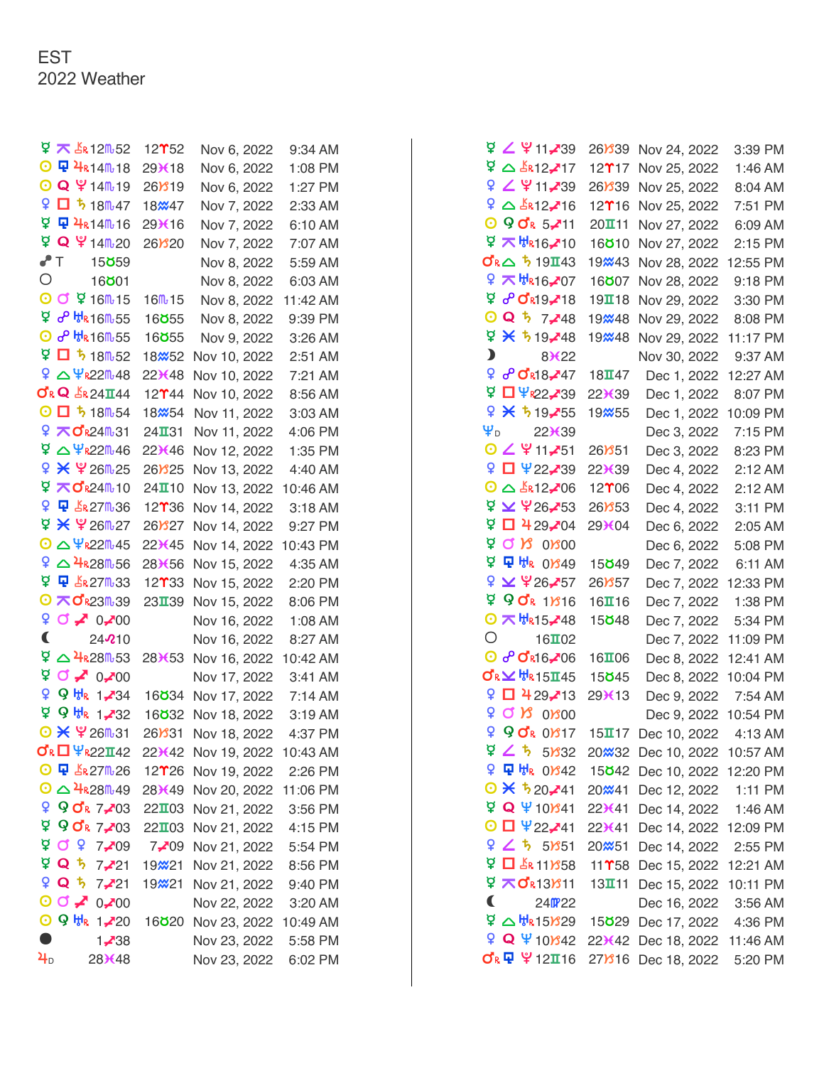EST
2022 Weather

| | | | |
|---|---|---|---|
| ☿ ⚻ ⚷R 12♏52 | 12♈52 | Nov 6, 2022 | 9:34 AM |
| ☉ ⯓ ♃R 14♏18 | 29♓18 | Nov 6, 2022 | 1:08 PM |
| ☉ Q ♇ 14♏19 | 26♑19 | Nov 6, 2022 | 1:27 PM |
| ♀ □ ♄ 18♏47 | 18♒47 | Nov 7, 2022 | 2:33 AM |
| ☿ ⯓ ♃R 14♏16 | 29♓16 | Nov 7, 2022 | 6:10 AM |
| ☿ Q ♇ 14♏20 | 26♑20 | Nov 7, 2022 | 7:07 AM |
| ☊ T 15♉59 | | Nov 8, 2022 | 5:59 AM |
| ○ 16♉01 | | Nov 8, 2022 | 6:03 AM |
| ☉ ☌ ☿ 16♏15 | 16♏15 | Nov 8, 2022 | 11:42 AM |
| ☿ ☍ ♅R 16♏55 | 16♉55 | Nov 8, 2022 | 9:39 PM |
| ☉ ☍ ♅R 16♏55 | 16♉55 | Nov 9, 2022 | 3:26 AM |
| ☿ □ ♄ 18♏52 | 18♒52 | Nov 10, 2022 | 2:51 AM |
| ♀ △ ♆R 22♏48 | 22♓48 | Nov 10, 2022 | 7:21 AM |
| ♂R Q ⚷R 24♊44 | 12♈44 | Nov 10, 2022 | 8:56 AM |
| ☉ □ ♄ 18♏54 | 18♒54 | Nov 11, 2022 | 3:03 AM |
| ♀ ⚻ ♂R 24♏31 | 24♊31 | Nov 11, 2022 | 4:06 PM |
| ☿ △ ♆R 22♏46 | 22♓46 | Nov 12, 2022 | 1:35 PM |
| ♀ ⚹ ♇ 26♏25 | 26♑25 | Nov 13, 2022 | 4:40 AM |
| ☿ ⚻ ♂R 24♏10 | 24♊10 | Nov 13, 2022 | 10:46 AM |
| ♀ ⯓ ⚷R 27♏36 | 12♈36 | Nov 14, 2022 | 3:18 AM |
| ☿ ⚹ ♇ 26♏27 | 26♑27 | Nov 14, 2022 | 9:27 PM |
| ☉ △ ♆R 22♏45 | 22♓45 | Nov 14, 2022 | 10:43 PM |
| ♀ △ ♃R 28♏56 | 28♓56 | Nov 15, 2022 | 4:35 AM |
| ☿ ⯓ ⚷R 27♏33 | 12♈33 | Nov 15, 2022 | 2:20 PM |
| ☉ ⚻ ♂R 23♏39 | 23♊39 | Nov 15, 2022 | 8:06 PM |
| ♀ ☌ ♐ 0♐00 | | Nov 16, 2022 | 1:08 AM |
| ☾ 24♌10 | | Nov 16, 2022 | 8:27 AM |
| ☿ △ ♃R 28♏53 | 28♓53 | Nov 16, 2022 | 10:42 AM |
| ☿ ☌ ♐ 0♐00 | | Nov 17, 2022 | 3:41 AM |
| ♀ ⚼ ♅R 1♐34 | 16♉34 | Nov 17, 2022 | 7:14 AM |
| ☿ ⚼ ♅R 1♐32 | 16♉32 | Nov 18, 2022 | 3:19 AM |
| ☉ ⚹ ♇ 26♏31 | 26♑31 | Nov 18, 2022 | 4:37 PM |
| ♂R □ ♆R 22♊42 | 22♓42 | Nov 19, 2022 | 10:43 AM |
| ☉ ⯓ ⚷R 27♏26 | 12♈26 | Nov 19, 2022 | 2:26 PM |
| ☉ △ ♃R 28♏49 | 28♓49 | Nov 20, 2022 | 11:06 PM |
| ♀ ⚼ ♂R 7♐03 | 22♊03 | Nov 21, 2022 | 3:56 PM |
| ☿ ⚼ ♂R 7♐03 | 22♊03 | Nov 21, 2022 | 4:15 PM |
| ☿ ☌ ♀ 7♐09 | 7♐09 | Nov 21, 2022 | 5:54 PM |
| ☿ Q ♄ 7♐21 | 19♒21 | Nov 21, 2022 | 8:56 PM |
| ♀ Q ♄ 7♐21 | 19♒21 | Nov 21, 2022 | 9:40 PM |
| ☉ ☌ ♐ 0♐00 | | Nov 22, 2022 | 3:20 AM |
| ☉ ⚼ ♅R 1♐20 | 16♉20 | Nov 23, 2022 | 10:49 AM |
| ● 1♐38 | | Nov 23, 2022 | 5:58 PM |
| ♃D 28♓48 | | Nov 23, 2022 | 6:02 PM |
| ☿ ∠ ♇ 11♐39 | 26♑39 | Nov 24, 2022 | 3:39 PM |
| ☿ △ ⚷R 12♐17 | 12♈17 | Nov 25, 2022 | 1:46 AM |
| ♀ ∠ ♇ 11♐39 | 26♑39 | Nov 25, 2022 | 8:04 AM |
| ♀ △ ⚷R 12♐16 | 12♈16 | Nov 25, 2022 | 7:51 PM |
| ☉ ⚼ ♂R 5♐11 | 20♊11 | Nov 27, 2022 | 6:09 AM |
| ☿ ⚻ ♅R 16♐10 | 16♉10 | Nov 27, 2022 | 2:15 PM |
| ♂R △ ♄ 19♊43 | 19♒43 | Nov 28, 2022 | 12:55 PM |
| ♀ ⚻ ♅R 16♐07 | 16♉07 | Nov 28, 2022 | 9:18 PM |
| ☿ ☍ ♂R 19♐18 | 19♊18 | Nov 29, 2022 | 3:30 PM |
| ☉ Q ♄ 7♐48 | 19♒48 | Nov 29, 2022 | 8:08 PM |
| ☿ ⚹ ♄ 19♐48 | 19♒48 | Nov 29, 2022 | 11:17 PM |
| ☽ 8♓22 | | Nov 30, 2022 | 9:37 AM |
| ♀ ☍ ♂R 18♐47 | 18♊47 | Dec 1, 2022 | 12:27 AM |
| ☿ □ ♆R 22♐39 | 22♓39 | Dec 1, 2022 | 8:07 PM |
| ♀ ⚹ ♄ 19♐55 | 19♒55 | Dec 1, 2022 | 10:09 PM |
| ♆D 22♓39 | | Dec 3, 2022 | 7:15 PM |
| ☉ ∠ ♇ 11♐51 | 26♑51 | Dec 3, 2022 | 8:23 PM |
| ♀ □ ♆ 22♐39 | 22♓39 | Dec 4, 2022 | 2:12 AM |
| ☉ △ ⚷R 12♐06 | 12♈06 | Dec 4, 2022 | 2:12 AM |
| ☿ ⚺ ♇ 26♐53 | 26♑53 | Dec 4, 2022 | 3:11 PM |
| ☿ □ ♃ 29♐04 | 29♓04 | Dec 6, 2022 | 2:05 AM |
| ☿ ☌ ♑ 0♑00 | | Dec 6, 2022 | 5:08 PM |
| ☿ ⯓ ♅R 0♑49 | 15♉49 | Dec 7, 2022 | 6:11 AM |
| ♀ ⚺ ♇ 26♐57 | 26♑57 | Dec 7, 2022 | 12:33 PM |
| ☿ ⚼ ♂R 1♑16 | 16♊16 | Dec 7, 2022 | 1:38 PM |
| ☉ ⚻ ♅R 15♐48 | 15♉48 | Dec 7, 2022 | 5:34 PM |
| ○ 16♊02 | | Dec 7, 2022 | 11:09 PM |
| ☉ ☍ ♂R 16♐06 | 16♊06 | Dec 8, 2022 | 12:41 AM |
| ♂R ⚺ ♅R 15♊45 | 15♉45 | Dec 8, 2022 | 10:04 PM |
| ♀ □ ♃ 29♐13 | 29♓13 | Dec 9, 2022 | 7:54 AM |
| ♀ ☌ ♑ 0♑00 | | Dec 9, 2022 | 10:54 PM |
| ♀ ⚼ ♂R 0♑17 | 15♊17 | Dec 10, 2022 | 4:13 AM |
| ☿ ∠ ♄ 5♑32 | 20♒32 | Dec 10, 2022 | 10:57 AM |
| ♀ ⯓ ♅R 0♑42 | 15♉42 | Dec 10, 2022 | 12:20 PM |
| ☉ ⚹ ♄ 20♐41 | 20♒41 | Dec 12, 2022 | 1:11 PM |
| ☿ Q ♆ 10♑41 | 22♓41 | Dec 14, 2022 | 1:46 AM |
| ☉ □ ♆ 22♐41 | 22♓41 | Dec 14, 2022 | 12:09 PM |
| ♀ ∠ ♄ 5♑51 | 20♒51 | Dec 14, 2022 | 2:55 PM |
| ☿ □ ⚷R 11♑58 | 11♈58 | Dec 15, 2022 | 12:21 AM |
| ☿ ⚻ ♂R 13♑11 | 13♊11 | Dec 15, 2022 | 10:11 PM |
| ☾ 24♍22 | | Dec 16, 2022 | 3:56 AM |
| ☿ △ ♅R 15♑29 | 15♉29 | Dec 17, 2022 | 4:36 PM |
| ♀ Q ♆ 10♑42 | 22♓42 | Dec 18, 2022 | 11:46 AM |
| ♂R ⯓ ♇ 12♊16 | 27♑16 | Dec 18, 2022 | 5:20 PM |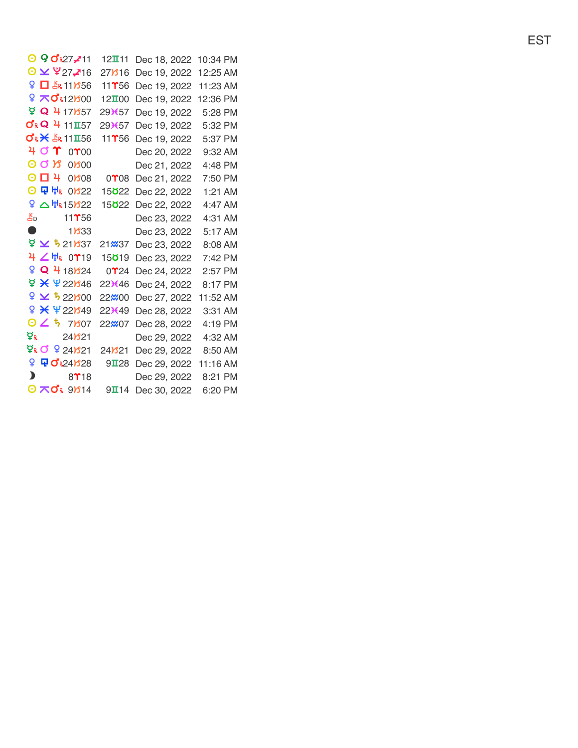EST

| | | | | | |
|---|---|---|---|---|---|
| ☉ ⚴ ♂℞ | 27♐11 | 12♊11 | Dec 18, 2022 | 10:34 PM |
| ☉ ⚺ ♇ | 27♐16 | 27♑16 | Dec 19, 2022 | 12:25 AM |
| ♀ □ ⚷℞ | 11♑56 | 11♈56 | Dec 19, 2022 | 11:23 AM |
| ♀ ⚻ ♂℞ | 12♑00 | 12♊00 | Dec 19, 2022 | 12:36 PM |
| ☿ Q ♃ | 17♑57 | 29♓57 | Dec 19, 2022 | 5:28 PM |
| ♂℞ Q ♃ | 11♊57 | 29♓57 | Dec 19, 2022 | 5:32 PM |
| ♂℞ ⚹ ⚷℞ | 11♊56 | 11♈56 | Dec 19, 2022 | 5:37 PM |
| ♃ ☌ ♈ | 0♈00 | | Dec 20, 2022 | 9:32 AM |
| ☉ ☌ ♑ | 0♑00 | | Dec 21, 2022 | 4:48 PM |
| ☉ □ ♃ | 0♑08 | 0♈08 | Dec 21, 2022 | 7:50 PM |
| ☉ ⚼ ♅℞ | 0♑22 | 15♉22 | Dec 22, 2022 | 1:21 AM |
| ♀ △ ♅℞ | 15♑22 | 15♉22 | Dec 22, 2022 | 4:47 AM |
| ⚷D | 11♈56 | | Dec 23, 2022 | 4:31 AM |
| ● | 1♑33 | | Dec 23, 2022 | 5:17 AM |
| ☿ ⚺ ♄ | 21♑37 | 21♒37 | Dec 23, 2022 | 8:08 AM |
| ♃ ∠ ♅℞ | 0♈19 | 15♉19 | Dec 23, 2022 | 7:42 PM |
| ♀ Q ♃ | 18♑24 | 0♈24 | Dec 24, 2022 | 2:57 PM |
| ☿ ⚹ ♆ | 22♑46 | 22♓46 | Dec 24, 2022 | 8:17 PM |
| ♀ ⚺ ♄ | 22♑00 | 22♒00 | Dec 27, 2022 | 11:52 AM |
| ♀ ⚹ ♆ | 22♑49 | 22♓49 | Dec 28, 2022 | 3:31 AM |
| ☉ ∠ ♄ | 7♑07 | 22♒07 | Dec 28, 2022 | 4:19 PM |
| ☿℞ | 24♑21 | | Dec 29, 2022 | 4:32 AM |
| ☿℞ ☌ ♀ | 24♑21 | 24♑21 | Dec 29, 2022 | 8:50 AM |
| ♀ ⚼ ♂℞ | 24♑28 | 9♊28 | Dec 29, 2022 | 11:16 AM |
| ☽ | 8♈18 | | Dec 29, 2022 | 8:21 PM |
| ☉ ⚻ ♂℞ | 9♑14 | 9♊14 | Dec 30, 2022 | 6:20 PM |